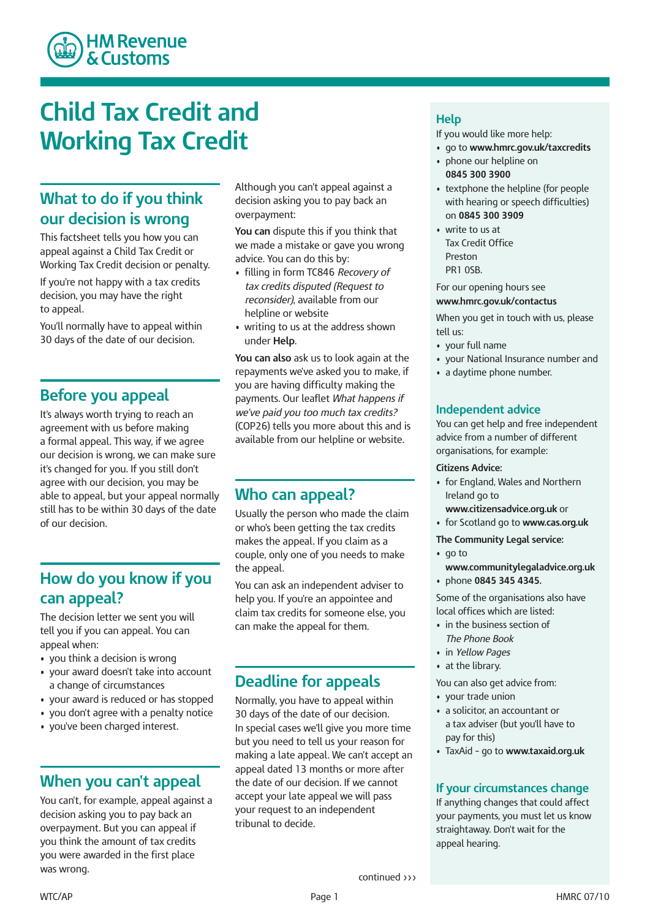HM Revenue & Customs

# Child Tax Credit and Working Tax Credit

## What to do if you think our decision is wrong

This factsheet tells you how you can appeal against a Child Tax Credit or Working Tax Credit decision or penalty.

If you're not happy with a tax credits decision, you may have the right to appeal.

You'll normally have to appeal within 30 days of the date of our decision.

## Before you appeal

It's always worth trying to reach an agreement with us before making a formal appeal. This way, if we agree our decision is wrong, we can make sure it's changed for you. If you still don't agree with our decision, you may be able to appeal, but your appeal normally still has to be within 30 days of the date of our decision.

## How do you know if you can appeal?

The decision letter we sent you will tell you if you can appeal. You can appeal when:

- you think a decision is wrong
- your award doesn't take into account a change of circumstances
- your award is reduced or has stopped
- you don't agree with a penalty notice
- you've been charged interest.

## When you can't appeal

You can't, for example, appeal against a decision asking you to pay back an overpayment. But you can appeal if you think the amount of tax credits you were awarded in the first place was wrong.

Although you can't appeal against a decision asking you to pay back an overpayment:

**You can** dispute this if you think that we made a mistake or gave you wrong advice. You can do this by:

- filling in form TC846 *Recovery of tax credits disputed (Request to reconsider)*, available from our helpline or website
- writing to us at the address shown under **Help**.

**You can also** ask us to look again at the repayments we've asked you to make, if you are having difficulty making the payments. Our leaflet *What happens if we've paid you too much tax credits?* (COP26) tells you more about this and is available from our helpline or website.

## Who can appeal?

Usually the person who made the claim or who's been getting the tax credits makes the appeal. If you claim as a couple, only one of you needs to make the appeal.

You can ask an independent adviser to help you. If you're an appointee and claim tax credits for someone else, you can make the appeal for them.

## Deadline for appeals

Normally, you have to appeal within 30 days of the date of our decision. In special cases we'll give you more time but you need to tell us your reason for making a late appeal. We can't accept an appeal dated 13 months or more after the date of our decision. If we cannot accept your late appeal we will pass your request to an independent tribunal to decide.

continued ›››

## Help

If you would like more help:

- go to **www.hmrc.gov.uk/taxcredits**
- phone our helpline on **0845 300 3900**
- textphone the helpline (for people with hearing or speech difficulties) on **0845 300 3909**
- write to us at
  Tax Credit Office
  Preston
  PR1 0SB.

For our opening hours see **www.hmrc.gov.uk/contactus**

When you get in touch with us, please tell us:

- your full name
- your National Insurance number and
- a daytime phone number.

## Independent advice

You can get help and free independent advice from a number of different organisations, for example:

**Citizens Advice:**

- for England, Wales and Northern Ireland go to **www.citizensadvice.org.uk** or
- for Scotland go to **www.cas.org.uk**

**The Community Legal service:**

- go to **www.communitylegaladvice.org.uk**
- phone **0845 345 4345.**

Some of the organisations also have local offices which are listed:

- in the business section of *The Phone Book*
- in *Yellow Pages*
- at the library.

You can also get advice from:

- your trade union
- a solicitor, an accountant or a tax adviser (but you'll have to pay for this)
- TaxAid - go to **www.taxaid.org.uk**

## If your circumstances change

If anything changes that could affect your payments, you must let us know straightaway. Don't wait for the appeal hearing.

WTC/AP HMRC 07/10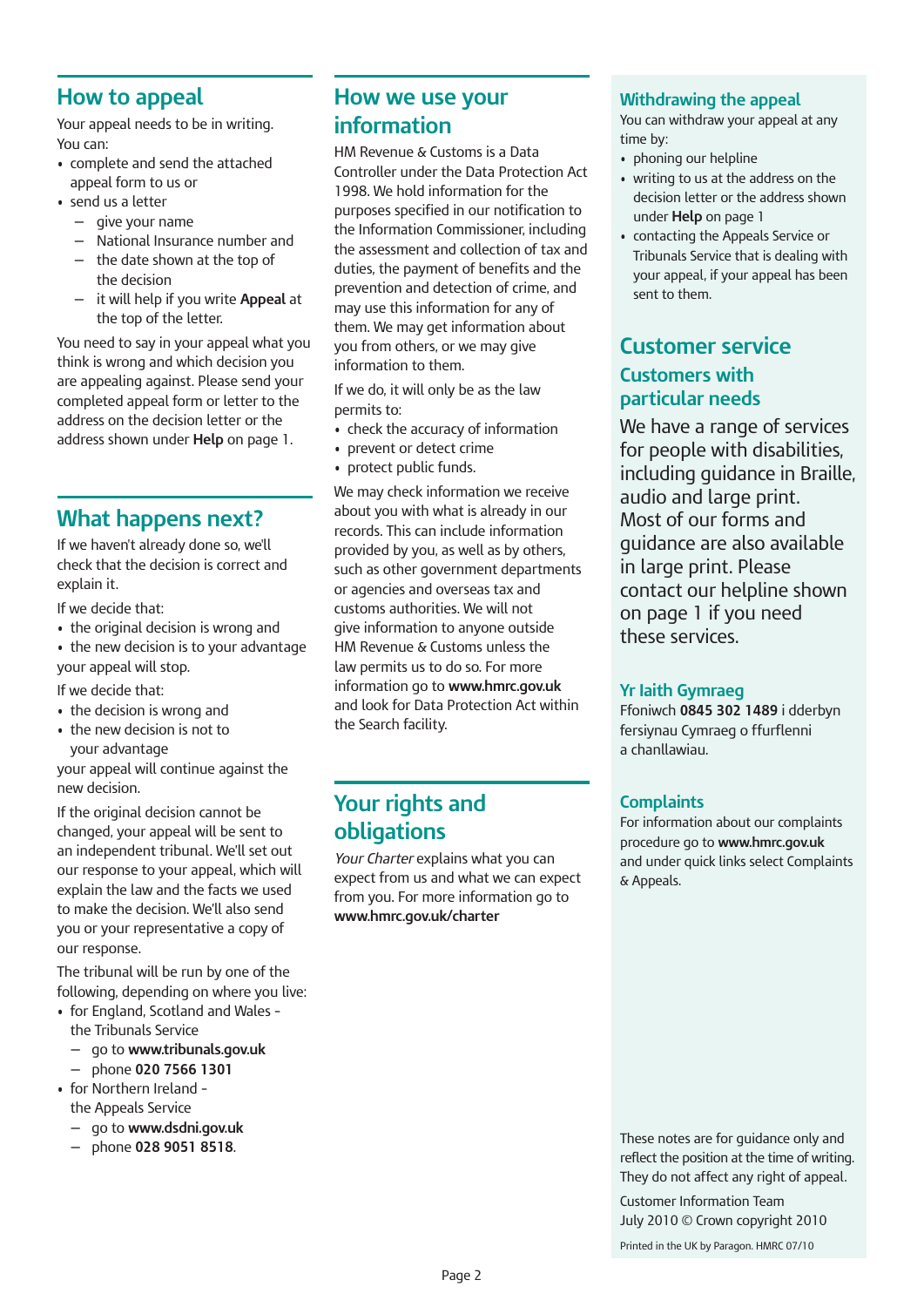## How to appeal

Your appeal needs to be in writing.
You can:

- complete and send the attached appeal form to us or
- send us a letter
  - give your name
  - National Insurance number and
  - the date shown at the top of the decision
  - it will help if you write **Appeal** at the top of the letter.

You need to say in your appeal what you think is wrong and which decision you are appealing against. Please send your completed appeal form or letter to the address on the decision letter or the address shown under **Help** on page 1.

## What happens next?

If we haven't already done so, we'll check that the decision is correct and explain it.

If we decide that:

- the original decision is wrong and
- the new decision is to your advantage

your appeal will stop.

If we decide that:

- the decision is wrong and
- the new decision is not to your advantage

your appeal will continue against the new decision.

If the original decision cannot be changed, your appeal will be sent to an independent tribunal. We'll set out our response to your appeal, which will explain the law and the facts we used to make the decision. We'll also send you or your representative a copy of our response.

The tribunal will be run by one of the following, depending on where you live:

- for England, Scotland and Wales - the Tribunals Service
  - go to **www.tribunals.gov.uk**
  - phone **020 7566 1301**
- for Northern Ireland - the Appeals Service
  - go to **www.dsdni.gov.uk**
  - phone **028 9051 8518**.

## How we use your information

HM Revenue & Customs is a Data Controller under the Data Protection Act 1998. We hold information for the purposes specified in our notification to the Information Commissioner, including the assessment and collection of tax and duties, the payment of benefits and the prevention and detection of crime, and may use this information for any of them. We may get information about you from others, or we may give information to them.

If we do, it will only be as the law permits to:

- check the accuracy of information
- prevent or detect crime
- protect public funds.

We may check information we receive about you with what is already in our records. This can include information provided by you, as well as by others, such as other government departments or agencies and overseas tax and customs authorities. We will not give information to anyone outside HM Revenue & Customs unless the law permits us to do so. For more information go to **www.hmrc.gov.uk** and look for Data Protection Act within the Search facility.

## Your rights and obligations

*Your Charter* explains what you can expect from us and what we can expect from you. For more information go to **www.hmrc.gov.uk/charter**

### Withdrawing the appeal

You can withdraw your appeal at any time by:

- phoning our helpline
- writing to us at the address on the decision letter or the address shown under **Help** on page 1
- contacting the Appeals Service or Tribunals Service that is dealing with your appeal, if your appeal has been sent to them.

## Customer service

### Customers with particular needs

We have a range of services for people with disabilities, including guidance in Braille, audio and large print. Most of our forms and guidance are also available in large print. Please contact our helpline shown on page 1 if you need these services.

### Yr Iaith Gymraeg

Ffoniwch **0845 302 1489** i dderbyn fersiynau Cymraeg o ffurflenni a chanllawiau.

### Complaints

For information about our complaints procedure go to **www.hmrc.gov.uk** and under quick links select Complaints & Appeals.

These notes are for guidance only and reflect the position at the time of writing. They do not affect any right of appeal.

Customer Information Team
July 2010 © Crown copyright 2010

Printed in the UK by Paragon. HMRC 07/10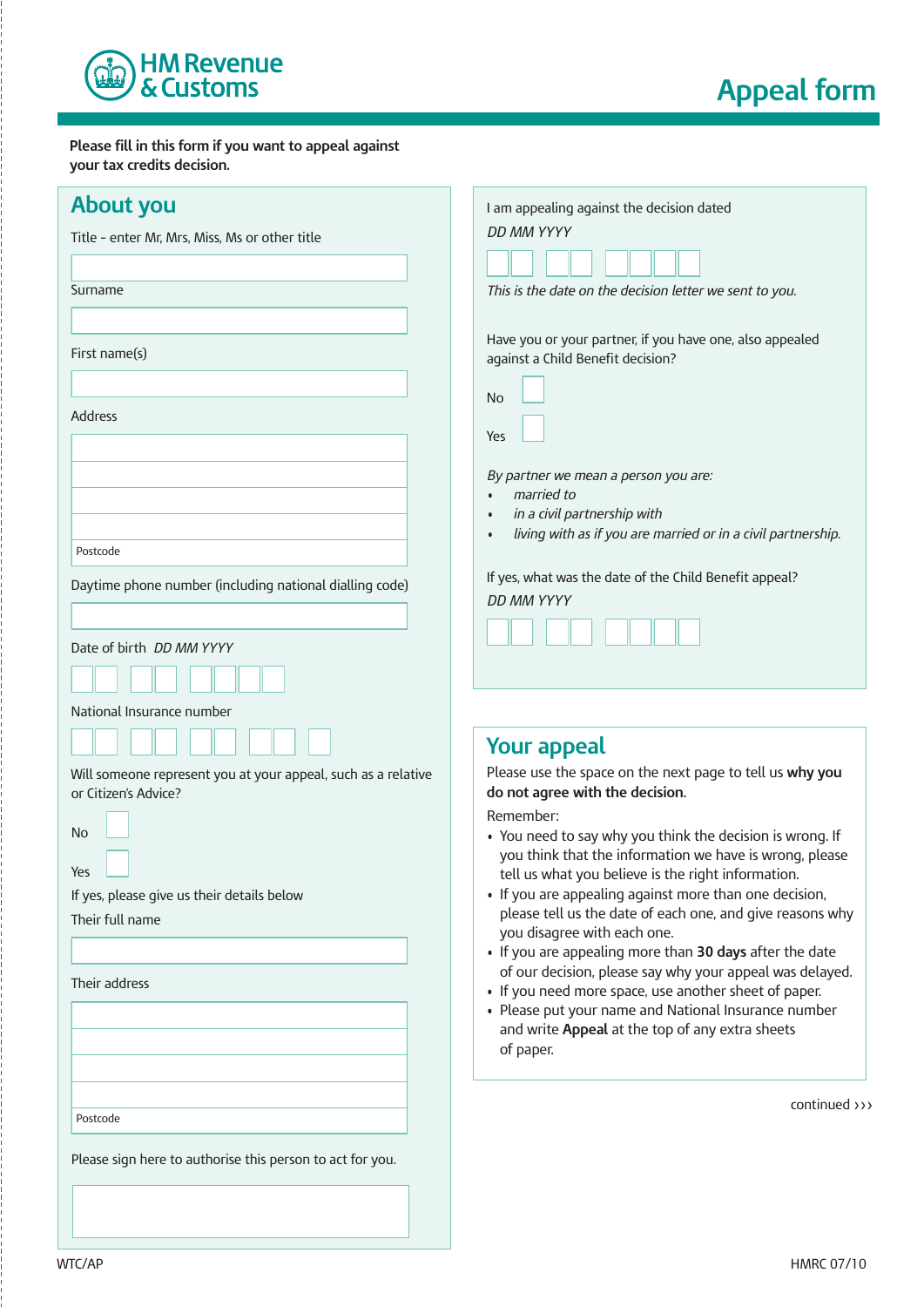HM Revenue & Customs

# Appeal form

**Please fill in this form if you want to appeal against your tax credits decision.**

## About you

Title - enter Mr, Mrs, Miss, Ms or other title

Surname

First name(s)

Address

Postcode

Daytime phone number (including national dialling code)

Date of birth *DD MM YYYY*

National Insurance number

Will someone represent you at your appeal, such as a relative or Citizen's Advice?

No

Yes

If yes, please give us their details below

Their full name

Their address

Postcode

Please sign here to authorise this person to act for you.

I am appealing against the decision dated

*DD MM YYYY*

*This is the date on the decision letter we sent to you.*

Have you or your partner, if you have one, also appealed against a Child Benefit decision?

No

Yes

*By partner we mean a person you are:*

- *married to*
- *in a civil partnership with*
- *living with as if you are married or in a civil partnership.*

If yes, what was the date of the Child Benefit appeal?

*DD MM YYYY*

## Your appeal

Please use the space on the next page to tell us **why you do not agree with the decision.**

Remember:

- You need to say why you think the decision is wrong. If you think that the information we have is wrong, please tell us what you believe is the right information.
- If you are appealing against more than one decision, please tell us the date of each one, and give reasons why you disagree with each one.
- If you are appealing more than **30 days** after the date of our decision, please say why your appeal was delayed.
- If you need more space, use another sheet of paper.
- Please put your name and National Insurance number and write **Appeal** at the top of any extra sheets of paper.

continued ›››

WTC/AP HMRC 07/10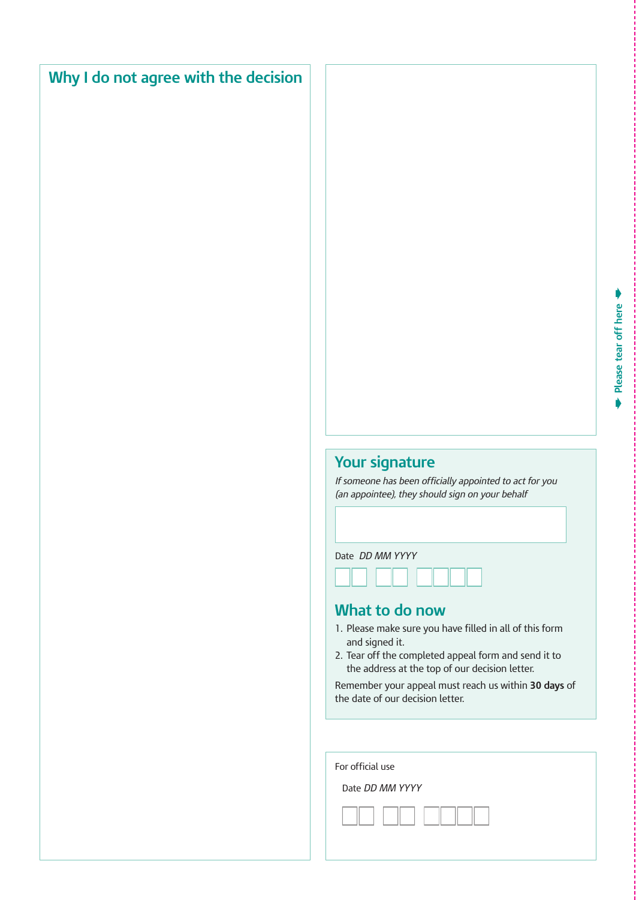## Why I do not agree with the decision

## Your signature

*If someone has been officially appointed to act for you (an appointee), they should sign on your behalf*

Date *DD MM YYYY*

## What to do now

1. Please make sure you have filled in all of this form and signed it.
2. Tear off the completed appeal form and send it to the address at the top of our decision letter.

Remember your appeal must reach us within **30 days** of the date of our decision letter.

For official use

Date *DD MM YYYY*

Please tear off here